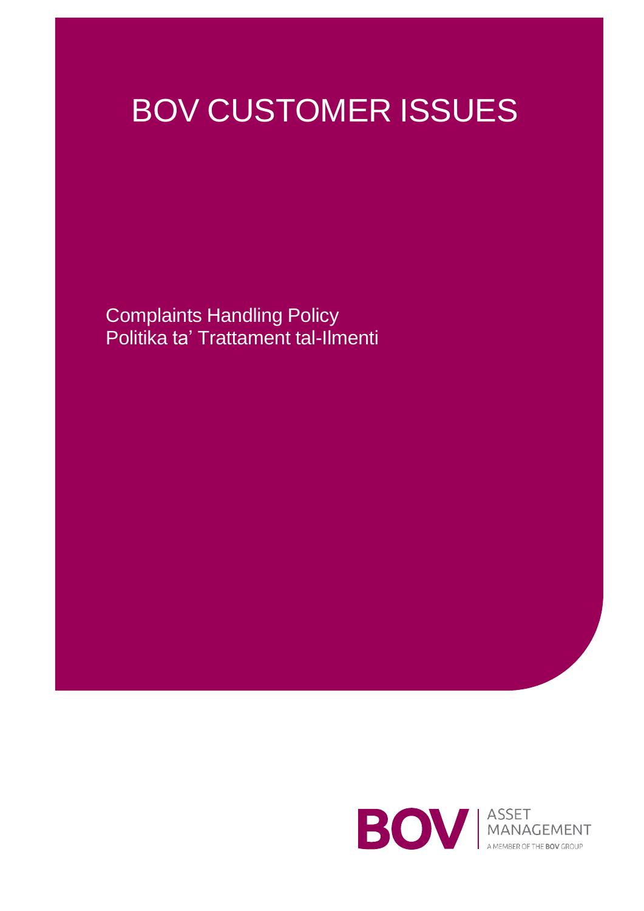# BOV CUSTOMER ISSUES

Complaints Handling Policy
Politika ta' Trattament tal-Ilmenti

BOV ASSET MANAGEMENT
A MEMBER OF THE BOV GROUP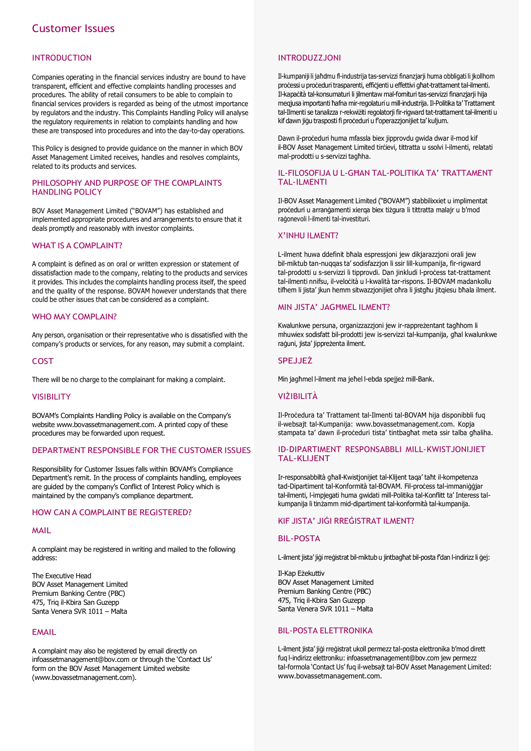# Customer Issues

## INTRODUCTION

Companies operating in the financial services industry are bound to have transparent, efficient and effective complaints handling processes and procedures. The ability of retail consumers to be able to complain to financial services providers is regarded as being of the utmost importance by regulators and the industry. This Complaints Handling Policy will analyse the regulatory requirements in relation to complaints handling and how these are transposed into procedures and into the day-to-day operations.

This Policy is designed to provide guidance on the manner in which BOV Asset Management Limited receives, handles and resolves complaints, related to its products and services.

## PHILOSOPHY AND PURPOSE OF THE COMPLAINTS HANDLING POLICY

BOV Asset Management Limited ("BOVAM") has established and implemented appropriate procedures and arrangements to ensure that it deals promptly and reasonably with investor complaints.

## WHAT IS A COMPLAINT?

A complaint is defined as on oral or written expression or statement of dissatisfaction made to the company, relating to the products and services it provides. This includes the complaints handling process itself, the speed and the quality of the response. BOVAM however understands that there could be other issues that can be considered as a complaint.

## WHO MAY COMPLAIN?

Any person, organisation or their representative who is dissatisfied with the company's products or services, for any reason, may submit a complaint.

## COST

There will be no charge to the complainant for making a complaint.

## VISIBILITY

BOVAM's Complaints Handling Policy is available on the Company's website www.bovassetmanagement.com. A printed copy of these procedures may be forwarded upon request.

## DEPARTMENT RESPONSIBLE FOR THE CUSTOMER ISSUES

Responsibility for Customer Issues falls within BOVAM's Compliance Department's remit. In the process of complaints handling, employees are guided by the company's Conflict of Interest Policy which is maintained by the company's compliance department.

## HOW CAN A COMPLAINT BE REGISTERED?

### MAIL

A complaint may be registered in writing and mailed to the following address:

The Executive Head  
BOV Asset Management Limited  
Premium Banking Centre (PBC)  
475, Triq il-Kbira San Guzepp  
Santa Venera SVR 1011 – Malta

### EMAIL

A complaint may also be registered by email directly on infoassetmanagement@bov.com or through the 'Contact Us' form on the BOV Asset Management Limited website (www.bovassetmanagement.com).

## INTRODUZZJONI

Il-kumpaniji li jaħdmu fl-industrija tas-servizzi finanzjarji huma obbligati li jkollhom proċessi u proċeduri trasparenti, effiċjenti u effettivi għat-trattament tal-ilmenti. Il-kapaċità tal-konsumaturi li jilmentaw mal-fornituri tas-servizzi finanzjarji hija meqjusa importanti ħafna mir-regolaturi u mill-industrija. Il-Politika ta' Trattament tal-Ilmenti se tanalizza r-rekwiżiti regolatorji fir-rigward tat-trattament tal-ilmenti u kif dawn jiġu trasposti fi proċeduri u f'operazzjonijiet ta' kuljum.

Dawn il-proċeduri huma mfassla biex jipprovdu gwida dwar il-mod kif il-BOV Asset Management Limited tirċievi, tittratta u ssolvi l-ilmenti, relatati mal-prodotti u s-servizzi tagħha.

## IL-FILOSOFIJA U L-GĦAN TAL-POLITIKA TA' TRATTAMENT TAL-ILMENTI

Il-BOV Asset Management Limited ("BOVAM") stabbilixxiet u implimentat proċeduri u arranġamenti xierqa biex tiżgura li tittratta malajr u b'mod raġonevoli l-ilmenti tal-investituri.

## X'INHU ILMENT?

L-ilment huwa ddefinit bħala espressjoni jew dikjarazzjoni orali jew bil-miktub tan-nuqqas ta' sodisfazzjon li ssir lill-kumpanija, fir-rigward tal-prodotti u s-servizzi li tipprovdi. Dan jinkludi l-proċess tat-trattament tal-ilmenti nnifsu, il-veloċità u l-kwalità tar-rispons. Il-BOVAM madankollu tifhem li jista' jkun hemm sitwazzjonijiet oħra li jistgħu jitqiesu bħala ilment.

## MIN JISTA' JAGĦMEL ILMENT?

Kwalunkwe persuna, organizzazzjoni jew ir-rappreżentant tagħhom li mhuwiex sodisfatt bil-prodotti jew is-servizzi tal-kumpanija, għal kwalunkwe raġuni, jista' jippreżenta ilment.

## SPEJJEŻ

Min jagħmel l-ilment ma jeħel l-ebda spejjeż mill-Bank.

## VIŻIBILITÀ

Il-Proċedura ta' Trattament tal-Ilmenti tal-BOVAM hija disponibbli fuq il-websajt tal-Kumpanija: www.bovassetmanagement.com. Kopja stampata ta' dawn il-proċeduri tista' tintbagħat meta ssir talba għaliha.

## ID-DIPARTIMENT RESPONSABBLI MILL-KWISTJONIJIET TAL-KLIJENT

Ir-responsabbiltà għall-Kwistjonijiet tal-Klijent taqa' taħt il-kompetenza tad-Dipartiment tal-Konformità tal-BOVAM. Fil-proċess tal-immaniġġjar tal-ilmenti, l-impjegati huma gwidati mill-Politika tal-Konflitt ta' Interess tal-kumpanija li tinżamm mid-dipartiment tal-konformità tal-kumpanija.

## KIF JISTA' JIĠI RREĠISTRAT ILMENT?

### BIL-POSTA

L-ilment jista' jiġi rreġistrat bil-miktub u jintbagħat bil-posta f'dan l-indirizz li ġej:

Il-Kap Eżekuttiv  
BOV Asset Management Limited  
Premium Banking Centre (PBC)  
475, Triq il-Kbira San Guzepp  
Santa Venera SVR 1011 – Malta

### BIL-POSTA ELETTRONIKA

L-ilment jista' jiġi rreġistrat ukoll permezz tal-posta elettronika b'mod dirett fuq l-indirizz elettroniku: infoassetmanagement@bov.com jew permezz tal-formola 'Contact Us' fuq il-websajt tal-BOV Asset Management Limited: www.bovassetmanagement.com.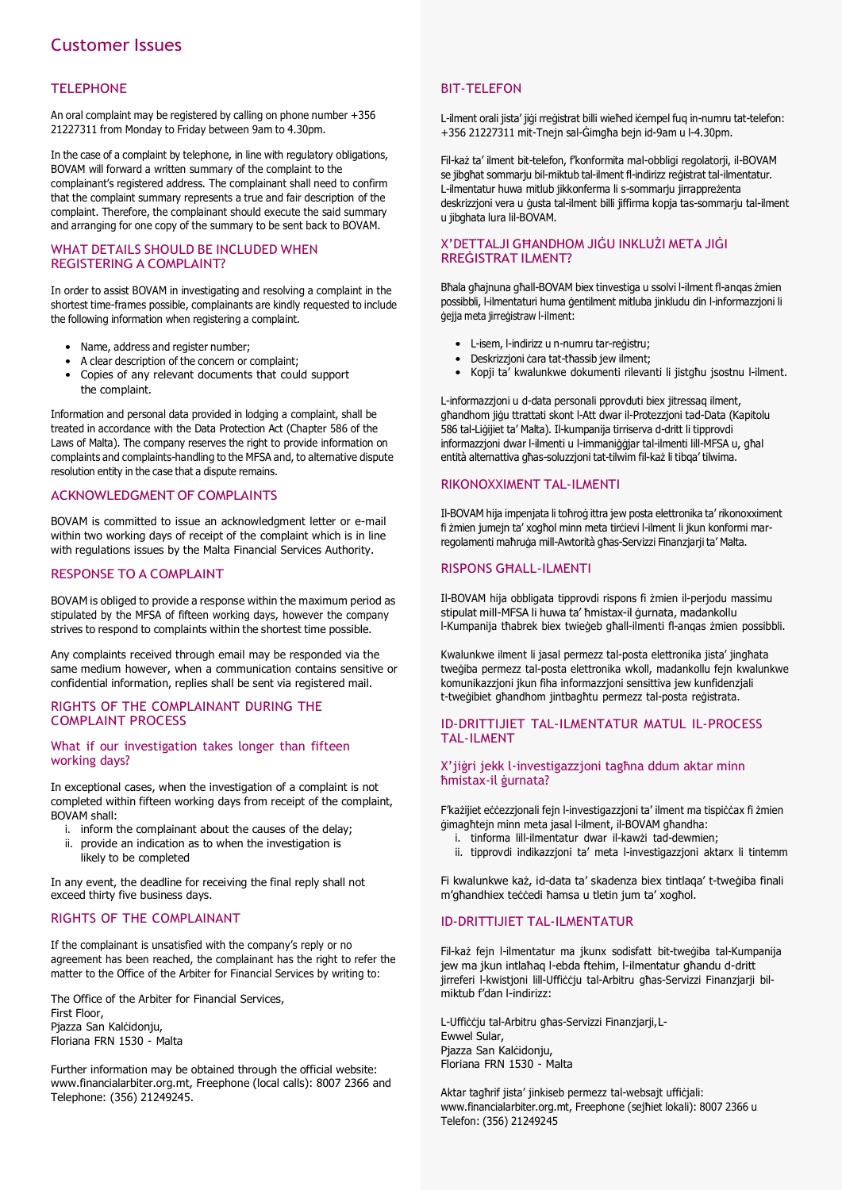# Customer Issues

## TELEPHONE

An oral complaint may be registered by calling on phone number +356 21227311 from Monday to Friday between 9am to 4.30pm.

In the case of a complaint by telephone, in line with regulatory obligations, BOVAM will forward a written summary of the complaint to the complainant's registered address. The complainant shall need to confirm that the complaint summary represents a true and fair description of the complaint. Therefore, the complainant should execute the said summary and arranging for one copy of the summary to be sent back to BOVAM.

## WHAT DETAILS SHOULD BE INCLUDED WHEN REGISTERING A COMPLAINT?

In order to assist BOVAM in investigating and resolving a complaint in the shortest time-frames possible, complainants are kindly requested to include the following information when registering a complaint.

- Name, address and register number;
- A clear description of the concern or complaint;
- Copies of any relevant documents that could support the complaint.

Information and personal data provided in lodging a complaint, shall be treated in accordance with the Data Protection Act (Chapter 586 of the Laws of Malta). The company reserves the right to provide information on complaints and complaints-handling to the MFSA and, to alternative dispute resolution entity in the case that a dispute remains.

## ACKNOWLEDGMENT OF COMPLAINTS

BOVAM is committed to issue an acknowledgment letter or e-mail within two working days of receipt of the complaint which is in line with regulations issues by the Malta Financial Services Authority.

## RESPONSE TO A COMPLAINT

BOVAM is obliged to provide a response within the maximum period as stipulated by the MFSA of fifteen working days, however the company strives to respond to complaints within the shortest time possible.

Any complaints received through email may be responded via the same medium however, when a communication contains sensitive or confidential information, replies shall be sent via registered mail.

## RIGHTS OF THE COMPLAINANT DURING THE COMPLAINT PROCESS

### What if our investigation takes longer than fifteen working days?

In exceptional cases, when the investigation of a complaint is not completed within fifteen working days from receipt of the complaint, BOVAM shall:

i. inform the complainant about the causes of the delay;
ii. provide an indication as to when the investigation is likely to be completed

In any event, the deadline for receiving the final reply shall not exceed thirty five business days.

## RIGHTS OF THE COMPLAINANT

If the complainant is unsatisfied with the company's reply or no agreement has been reached, the complainant has the right to refer the matter to the Office of the Arbiter for Financial Services by writing to:

The Office of the Arbiter for Financial Services,
First Floor,
Pjazza San Kalċidonju,
Floriana FRN 1530 - Malta

Further information may be obtained through the official website: www.financialarbiter.org.mt, Freephone (local calls): 8007 2366 and Telephone: (356) 21249245.

## BIT-TELEFON

L-ilment orali jista' jiġi rreġistrat billi wieħed iċempel fuq in-numru tat-telefon: +356 21227311 mit-Tnejn sal-Ġimgħa bejn id-9am u l-4.30pm.

Fil-każ ta' ilment bit-telefon, f'konformita mal-obbligi regolatorji, il-BOVAM se jibgħat sommarju bil-miktub tal-ilment fl-indirizz reġistrat tal-ilmentatur. L-ilmentatur huwa mitlub jikkonferma li s-sommarju jirrappreżenta deskrizzjoni vera u ġusta tal-ilment billi jiffirma kopja tas-sommarju tal-ilment u jibghata lura lil-BOVAM.

## X'DETTALJI GĦANDHOM JIĠU INKLUŻI META JIĠI RREĠISTRAT ILMENT?

Bħala għajnuna għall-BOVAM biex tinvestiga u ssolvi l-ilment fl-anqas żmien possibbli, l-ilmentaturi huma ġentilment mitluba jinkludu din l-informazzjoni li ġejja meta jirreġistraw l-ilment:

- L-isem, l-indirizz u n-numru tar-reġistru;
- Deskrizzjoni ċara tat-tħassib jew ilment;
- Kopji ta' kwalunkwe dokumenti rilevanti li jistgħu jsostnu l-ilment.

L-informazzjoni u d-data personali pprovduti biex jitressaq ilment, għandhom jiġu ttrattati skont l-Att dwar il-Protezzjoni tad-Data (Kapitolu 586 tal-Liġijiet ta' Malta). Il-kumpanija tirriserva d-dritt li tipprovdi informazzjoni dwar l-ilmenti u l-immaniġġjar tal-ilmenti lill-MFSA u, għal entità alternattiva għas-soluzzjoni tat-tilwim fil-każ li tibqa' tilwima.

## RIKONOXXIMENT TAL-ILMENTI

Il-BOVAM hija impenjata li toħroġ ittra jew posta elettronika ta' rikonoxximent fi żmien jumejn ta' xogħol minn meta tirċievi l-ilment li jkun konformi mar-regolamenti maħruġa mill-Awtorità għas-Servizzi Finanzjarji ta' Malta.

## RISPONS GĦALL-ILMENTI

Il-BOVAM hija obbligata tipprovdi rispons fi żmien il-perjodu massimu stipulat mill-MFSA li huwa ta' ħmistax-il ġurnata, madankollu l-Kumpanija tħabrek biex twieġeb għall-ilmenti fl-anqas żmien possibbli.

Kwalunkwe ilment li jasal permezz tal-posta elettronika jista' jingħata tweġiba permezz tal-posta elettronika wkoll, madankollu fejn kwalunkwe komunikazzjoni jkun fiha informazzjoni sensittiva jew kunfidenzjali t-tweġibiet għandhom jintbagħtu permezz tal-posta reġistrata.

## ID-DRITTIJIET TAL-ILMENTATUR MATUL IL-PROCESS TAL-ILMENT

### X'jiġri jekk l-investigazzjoni tagħna ddum aktar minn ħmistax-il ġurnata?

F'każijiet eċċezzjonali fejn l-investigazzjoni ta' ilment ma tispiċċax fi żmien ġimagħtejn minn meta jasal l-ilment, il-BOVAM għandha:

i. tinforma lill-ilmentatur dwar il-kawżi tad-dewmien;
ii. tipprovdi indikazzjoni ta' meta l-investigazzjoni aktarx li tintemm

Fi kwalunkwe każ, id-data ta' skadenza biex tintlaqa' t-tweġiba finali m'għandhiex teċċedi ħamsa u tletin jum ta' xogħol.

## ID-DRITTIJIET TAL-ILMENTATUR

Fil-każ fejn l-ilmentatur ma jkunx sodisfatt bit-tweġiba tal-Kumpanija jew ma jkun intlaħaq l-ebda ftehim, l-ilmentatur għandu d-dritt jirreferi l-kwistjoni lill-Uffiċċju tal-Arbitru għas-Servizzi Finanzjarji bil-miktub f'dan l-indirizz:

L-Uffiċċju tal-Arbitru għas-Servizzi Finanzjarji, L-Ewwel Sular,
Pjazza San Kalċidonju,
Floriana FRN 1530 - Malta

Aktar tagħrif jista' jinkiseb permezz tal-websajt uffiċjali: www.financialarbiter.org.mt, Freephone (sejħiet lokali): 8007 2366 u Telefon: (356) 21249245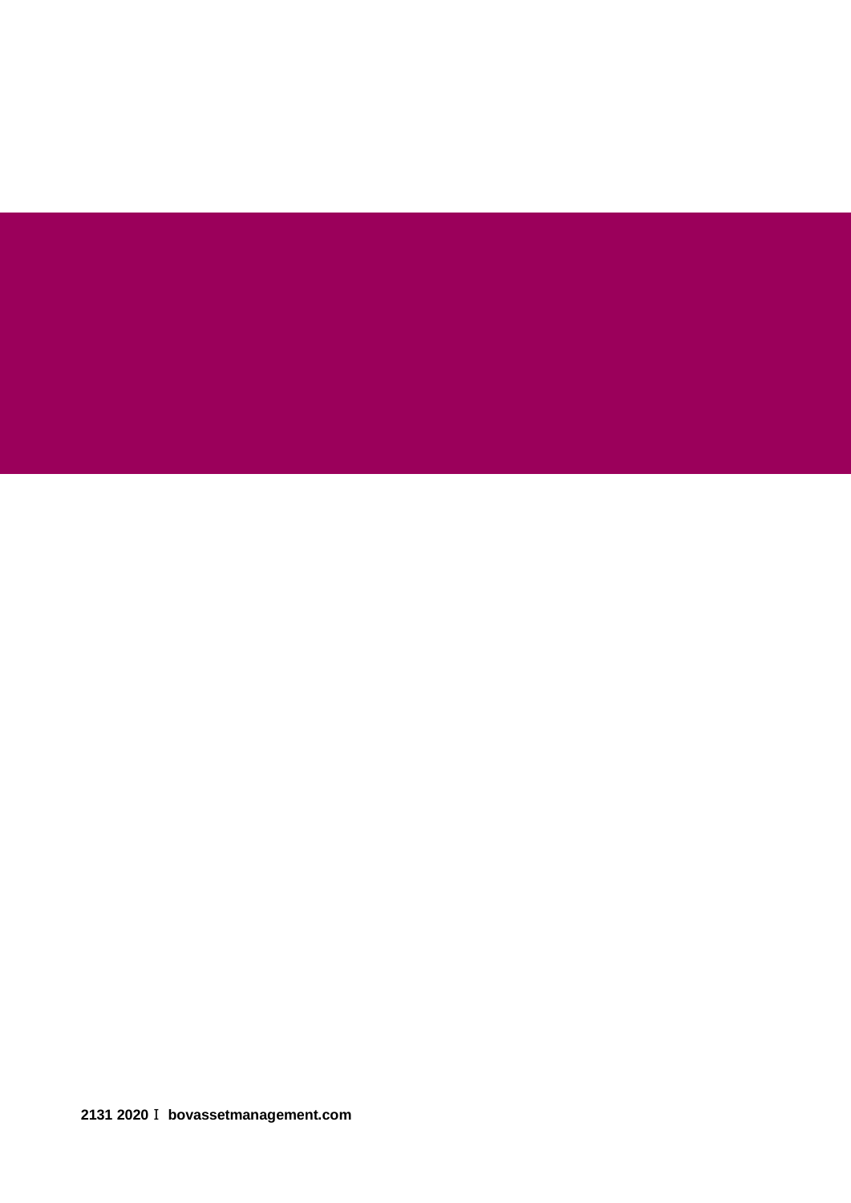**2131 2020 I bovassetmanagement.com**